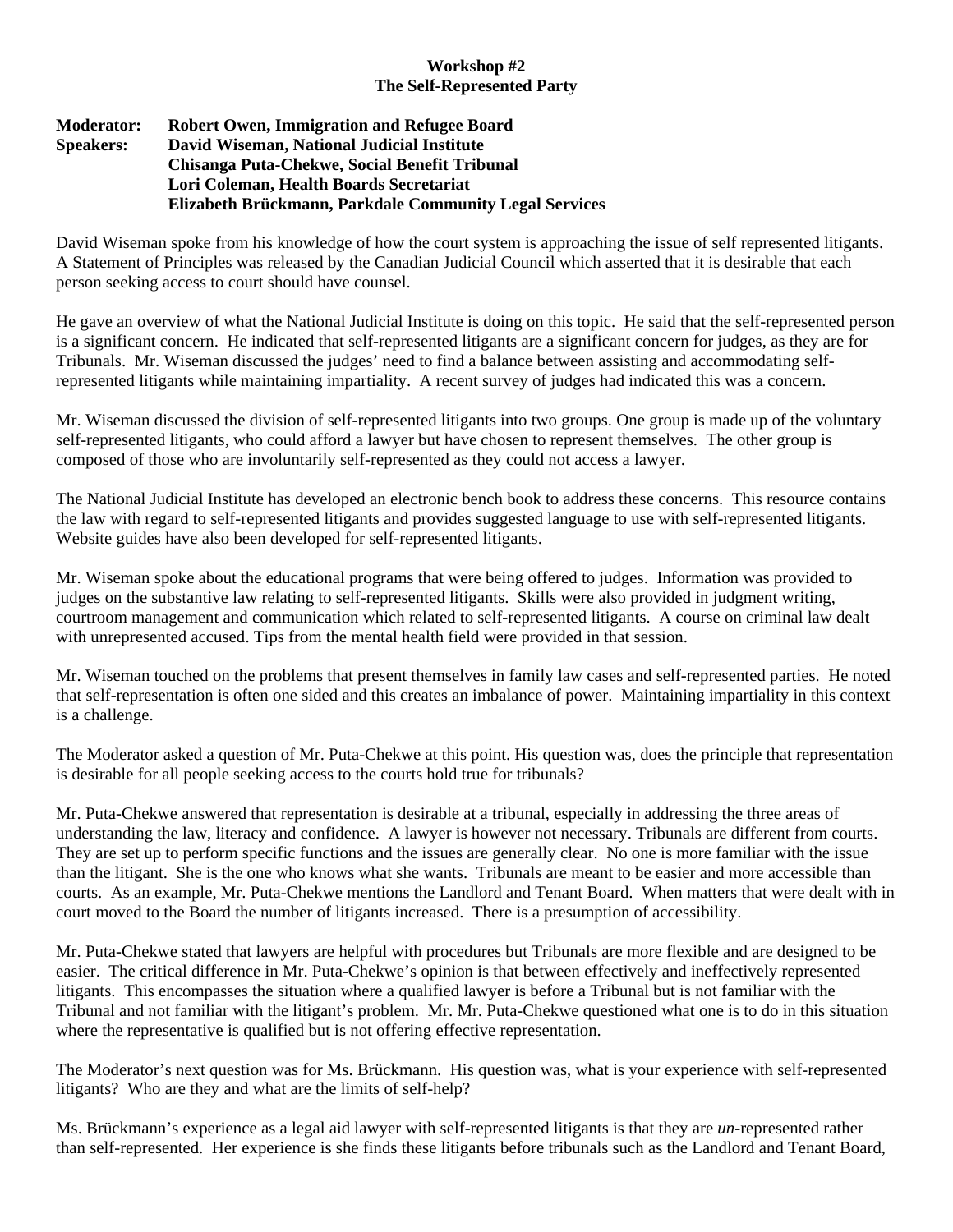**Workshop #2**
**The Self-Represented Party**

**Moderator:** **Robert Owen, Immigration and Refugee Board**
**Speakers:** **David Wiseman, National Judicial Institute**
**Chisanga Puta-Chekwe, Social Benefit Tribunal**
**Lori Coleman, Health Boards Secretariat**
**Elizabeth Brückmann, Parkdale Community Legal Services**

David Wiseman spoke from his knowledge of how the court system is approaching the issue of self represented litigants. A Statement of Principles was released by the Canadian Judicial Council which asserted that it is desirable that each person seeking access to court should have counsel.

He gave an overview of what the National Judicial Institute is doing on this topic. He said that the self-represented person is a significant concern. He indicated that self-represented litigants are a significant concern for judges, as they are for Tribunals. Mr. Wiseman discussed the judges' need to find a balance between assisting and accommodating self-represented litigants while maintaining impartiality. A recent survey of judges had indicated this was a concern.

Mr. Wiseman discussed the division of self-represented litigants into two groups. One group is made up of the voluntary self-represented litigants, who could afford a lawyer but have chosen to represent themselves. The other group is composed of those who are involuntarily self-represented as they could not access a lawyer.

The National Judicial Institute has developed an electronic bench book to address these concerns. This resource contains the law with regard to self-represented litigants and provides suggested language to use with self-represented litigants. Website guides have also been developed for self-represented litigants.

Mr. Wiseman spoke about the educational programs that were being offered to judges. Information was provided to judges on the substantive law relating to self-represented litigants. Skills were also provided in judgment writing, courtroom management and communication which related to self-represented litigants. A course on criminal law dealt with unrepresented accused. Tips from the mental health field were provided in that session.

Mr. Wiseman touched on the problems that present themselves in family law cases and self-represented parties. He noted that self-representation is often one sided and this creates an imbalance of power. Maintaining impartiality in this context is a challenge.

The Moderator asked a question of Mr. Puta-Chekwe at this point. His question was, does the principle that representation is desirable for all people seeking access to the courts hold true for tribunals?

Mr. Puta-Chekwe answered that representation is desirable at a tribunal, especially in addressing the three areas of understanding the law, literacy and confidence. A lawyer is however not necessary. Tribunals are different from courts. They are set up to perform specific functions and the issues are generally clear. No one is more familiar with the issue than the litigant. She is the one who knows what she wants. Tribunals are meant to be easier and more accessible than courts. As an example, Mr. Puta-Chekwe mentions the Landlord and Tenant Board. When matters that were dealt with in court moved to the Board the number of litigants increased. There is a presumption of accessibility.

Mr. Puta-Chekwe stated that lawyers are helpful with procedures but Tribunals are more flexible and are designed to be easier. The critical difference in Mr. Puta-Chekwe's opinion is that between effectively and ineffectively represented litigants. This encompasses the situation where a qualified lawyer is before a Tribunal but is not familiar with the Tribunal and not familiar with the litigant's problem. Mr. Mr. Puta-Chekwe questioned what one is to do in this situation where the representative is qualified but is not offering effective representation.

The Moderator's next question was for Ms. Brückmann. His question was, what is your experience with self-represented litigants? Who are they and what are the limits of self-help?

Ms. Brückmann's experience as a legal aid lawyer with self-represented litigants is that they are *un*-represented rather than self-represented. Her experience is she finds these litigants before tribunals such as the Landlord and Tenant Board,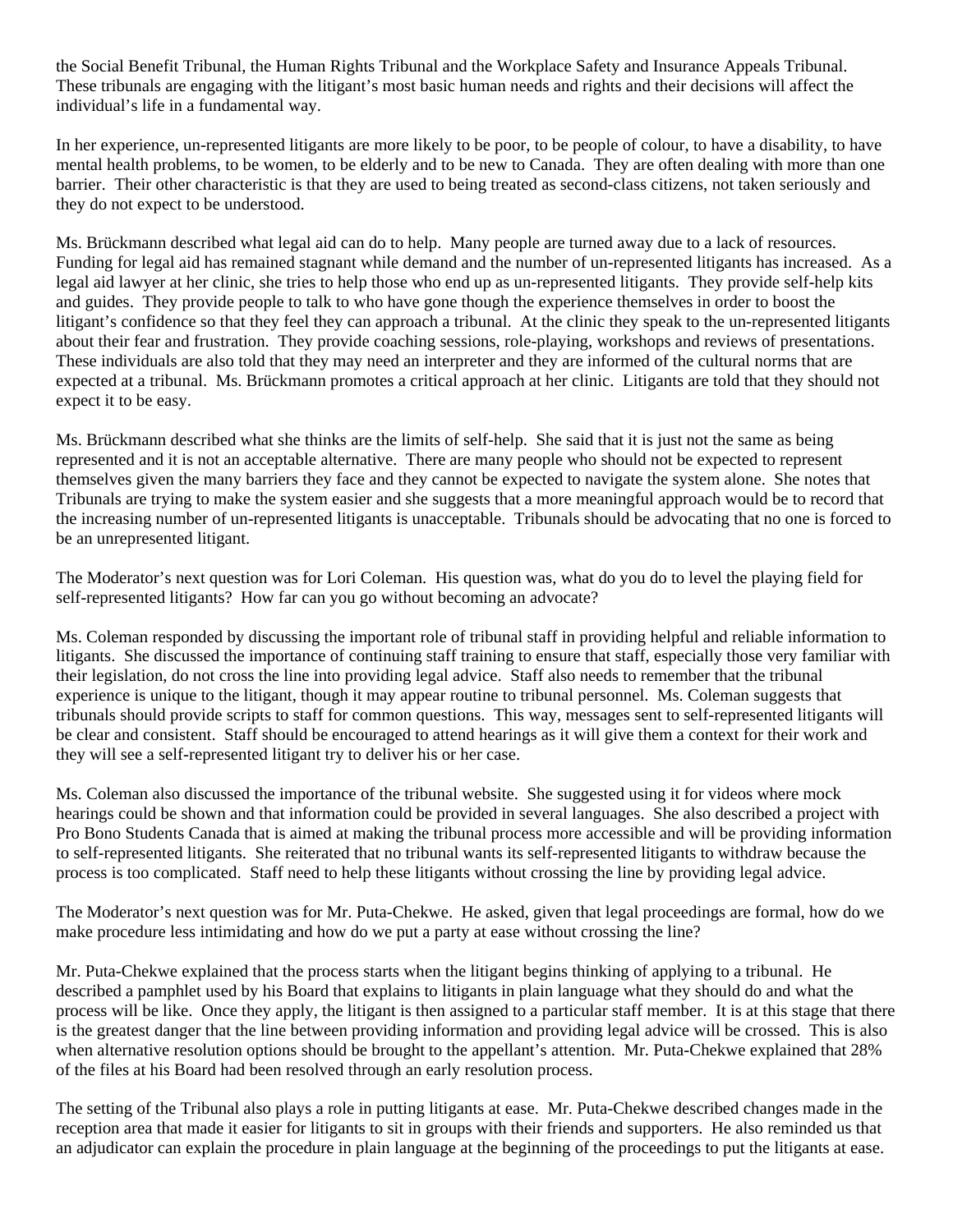the Social Benefit Tribunal, the Human Rights Tribunal and the Workplace Safety and Insurance Appeals Tribunal. These tribunals are engaging with the litigant's most basic human needs and rights and their decisions will affect the individual's life in a fundamental way.

In her experience, un-represented litigants are more likely to be poor, to be people of colour, to have a disability, to have mental health problems, to be women, to be elderly and to be new to Canada. They are often dealing with more than one barrier. Their other characteristic is that they are used to being treated as second-class citizens, not taken seriously and they do not expect to be understood.

Ms. Brückmann described what legal aid can do to help. Many people are turned away due to a lack of resources. Funding for legal aid has remained stagnant while demand and the number of un-represented litigants has increased. As a legal aid lawyer at her clinic, she tries to help those who end up as un-represented litigants. They provide self-help kits and guides. They provide people to talk to who have gone though the experience themselves in order to boost the litigant's confidence so that they feel they can approach a tribunal. At the clinic they speak to the un-represented litigants about their fear and frustration. They provide coaching sessions, role-playing, workshops and reviews of presentations. These individuals are also told that they may need an interpreter and they are informed of the cultural norms that are expected at a tribunal. Ms. Brückmann promotes a critical approach at her clinic. Litigants are told that they should not expect it to be easy.

Ms. Brückmann described what she thinks are the limits of self-help. She said that it is just not the same as being represented and it is not an acceptable alternative. There are many people who should not be expected to represent themselves given the many barriers they face and they cannot be expected to navigate the system alone. She notes that Tribunals are trying to make the system easier and she suggests that a more meaningful approach would be to record that the increasing number of un-represented litigants is unacceptable. Tribunals should be advocating that no one is forced to be an unrepresented litigant.

The Moderator's next question was for Lori Coleman. His question was, what do you do to level the playing field for self-represented litigants? How far can you go without becoming an advocate?

Ms. Coleman responded by discussing the important role of tribunal staff in providing helpful and reliable information to litigants. She discussed the importance of continuing staff training to ensure that staff, especially those very familiar with their legislation, do not cross the line into providing legal advice. Staff also needs to remember that the tribunal experience is unique to the litigant, though it may appear routine to tribunal personnel. Ms. Coleman suggests that tribunals should provide scripts to staff for common questions. This way, messages sent to self-represented litigants will be clear and consistent. Staff should be encouraged to attend hearings as it will give them a context for their work and they will see a self-represented litigant try to deliver his or her case.

Ms. Coleman also discussed the importance of the tribunal website. She suggested using it for videos where mock hearings could be shown and that information could be provided in several languages. She also described a project with Pro Bono Students Canada that is aimed at making the tribunal process more accessible and will be providing information to self-represented litigants. She reiterated that no tribunal wants its self-represented litigants to withdraw because the process is too complicated. Staff need to help these litigants without crossing the line by providing legal advice.

The Moderator's next question was for Mr. Puta-Chekwe. He asked, given that legal proceedings are formal, how do we make procedure less intimidating and how do we put a party at ease without crossing the line?

Mr. Puta-Chekwe explained that the process starts when the litigant begins thinking of applying to a tribunal. He described a pamphlet used by his Board that explains to litigants in plain language what they should do and what the process will be like. Once they apply, the litigant is then assigned to a particular staff member. It is at this stage that there is the greatest danger that the line between providing information and providing legal advice will be crossed. This is also when alternative resolution options should be brought to the appellant's attention. Mr. Puta-Chekwe explained that 28% of the files at his Board had been resolved through an early resolution process.

The setting of the Tribunal also plays a role in putting litigants at ease. Mr. Puta-Chekwe described changes made in the reception area that made it easier for litigants to sit in groups with their friends and supporters. He also reminded us that an adjudicator can explain the procedure in plain language at the beginning of the proceedings to put the litigants at ease.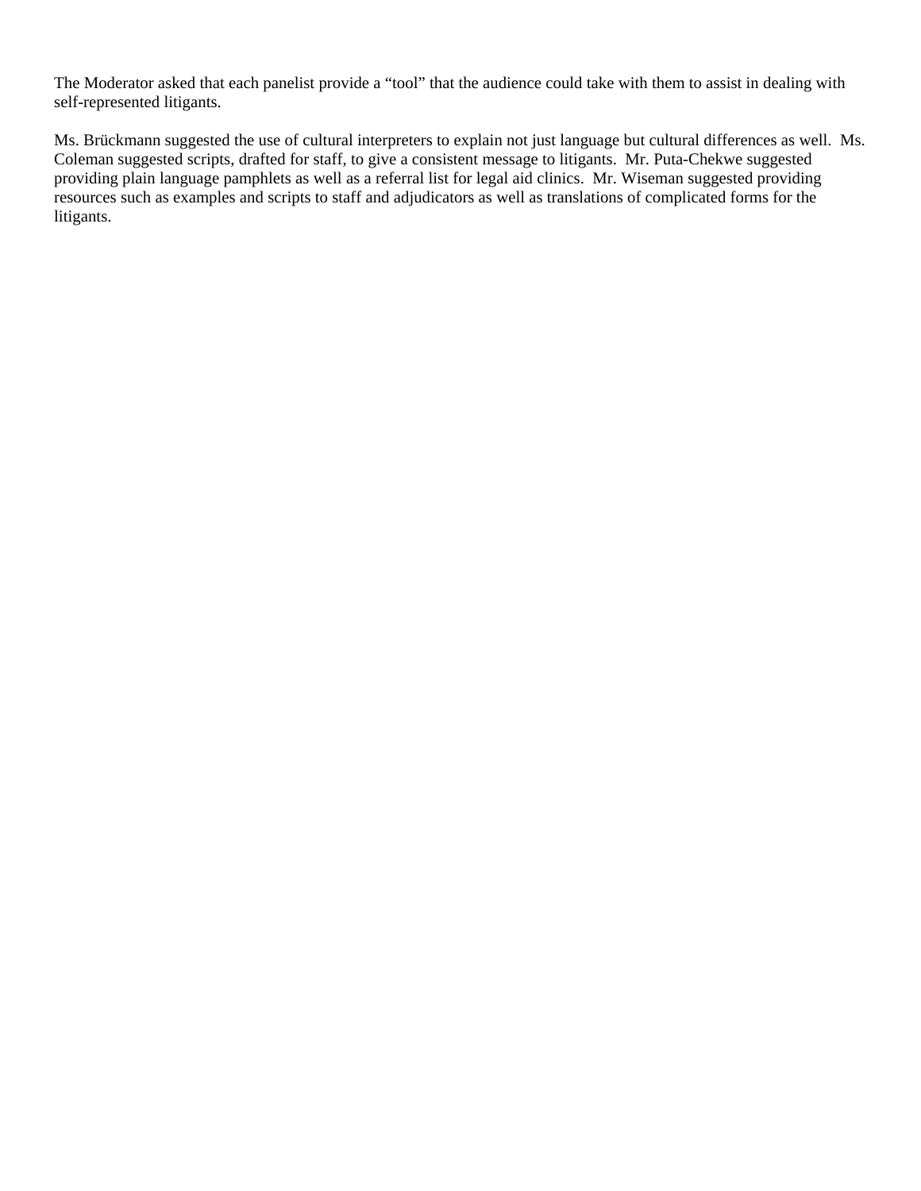The Moderator asked that each panelist provide a “tool” that the audience could take with them to assist in dealing with self-represented litigants.

Ms. Brückmann suggested the use of cultural interpreters to explain not just language but cultural differences as well. Ms. Coleman suggested scripts, drafted for staff, to give a consistent message to litigants. Mr. Puta-Chekwe suggested providing plain language pamphlets as well as a referral list for legal aid clinics. Mr. Wiseman suggested providing resources such as examples and scripts to staff and adjudicators as well as translations of complicated forms for the litigants.